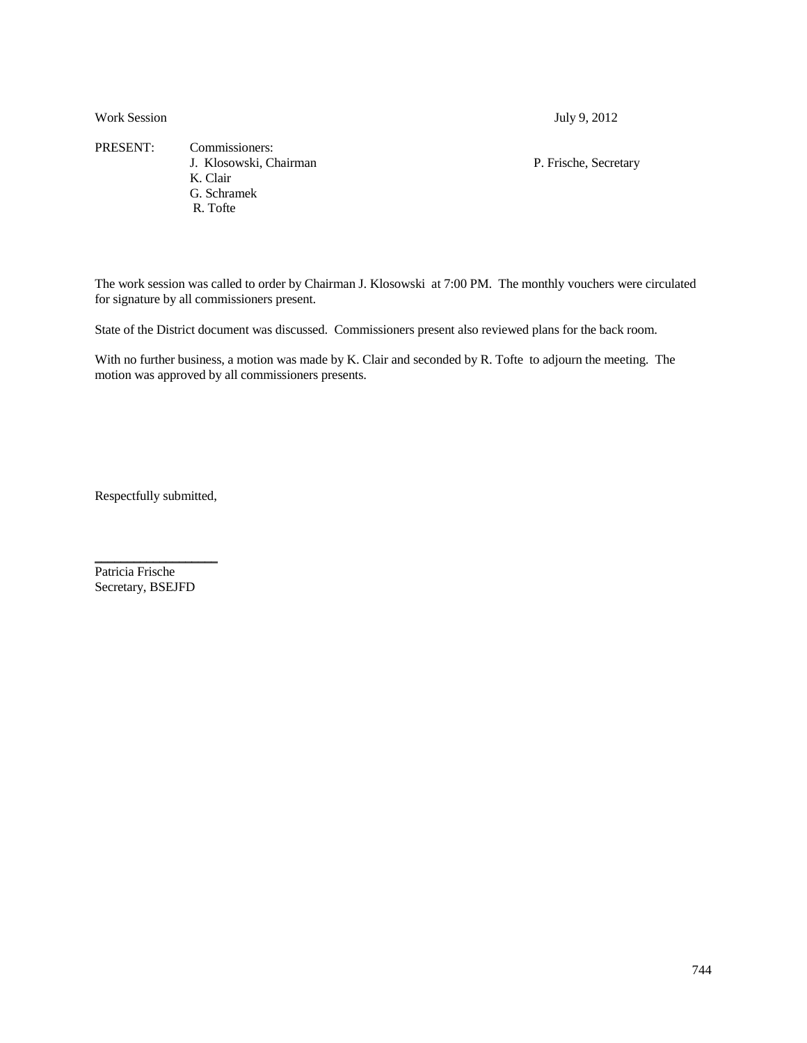Work Session July 9, 2012

PRESENT: Commissioners:
J. Klosowski, Chairman
K. Clair
G. Schramek
R. Tofte

P. Frische, Secretary

The work session was called to order by Chairman J. Klosowski at 7:00 PM. The monthly vouchers were circulated for signature by all commissioners present.

State of the District document was discussed. Commissioners present also reviewed plans for the back room.

With no further business, a motion was made by K. Clair and seconded by R. Tofte to adjourn the meeting. The motion was approved by all commissioners presents.

Respectfully submitted,

\_\_\_\_\_\_\_\_\_\_\_\_\_\_\_\_\_\_

Patricia Frische
Secretary, BSEJFD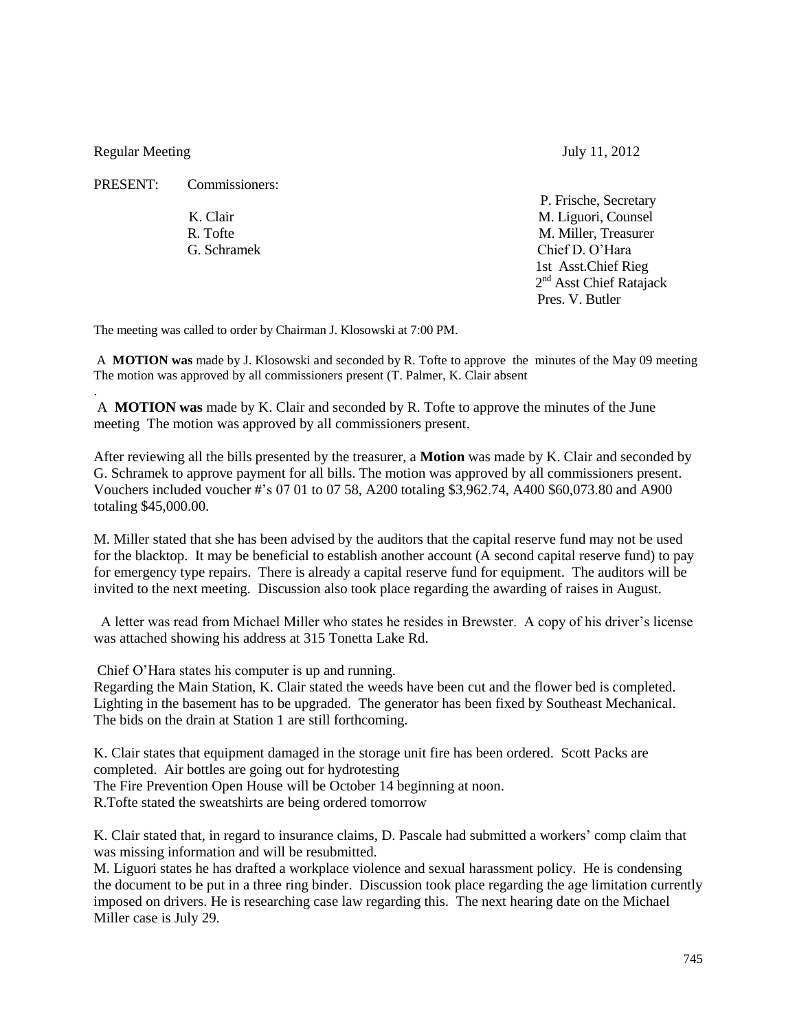Regular Meeting July 11, 2012

PRESENT: Commissioners:

| | |
|---|---|
| | P. Frische, Secretary |
| K. Clair | M. Liguori, Counsel |
| R. Tofte | M. Miller, Treasurer |
| G. Schramek | Chief D. O'Hara |
| | 1st Asst.Chief Rieg |
| | 2nd Asst Chief Ratajack |
| | Pres. V. Butler |

The meeting was called to order by Chairman J. Klosowski at 7:00 PM.

A **MOTION was** made by J. Klosowski and seconded by R. Tofte to approve the minutes of the May 09 meeting The motion was approved by all commissioners present (T. Palmer, K. Clair absent

.

A **MOTION was** made by K. Clair and seconded by R. Tofte to approve the minutes of the June meeting The motion was approved by all commissioners present.

After reviewing all the bills presented by the treasurer, a **Motion** was made by K. Clair and seconded by G. Schramek to approve payment for all bills. The motion was approved by all commissioners present. Vouchers included voucher #'s 07 01 to 07 58, A200 totaling $3,962.74, A400 $60,073.80 and A900 totaling $45,000.00.

M. Miller stated that she has been advised by the auditors that the capital reserve fund may not be used for the blacktop. It may be beneficial to establish another account (A second capital reserve fund) to pay for emergency type repairs. There is already a capital reserve fund for equipment. The auditors will be invited to the next meeting. Discussion also took place regarding the awarding of raises in August.

A letter was read from Michael Miller who states he resides in Brewster. A copy of his driver's license was attached showing his address at 315 Tonetta Lake Rd.

Chief O'Hara states his computer is up and running.
Regarding the Main Station, K. Clair stated the weeds have been cut and the flower bed is completed. Lighting in the basement has to be upgraded. The generator has been fixed by Southeast Mechanical. The bids on the drain at Station 1 are still forthcoming.

K. Clair states that equipment damaged in the storage unit fire has been ordered. Scott Packs are completed. Air bottles are going out for hydrotesting
The Fire Prevention Open House will be October 14 beginning at noon.
R.Tofte stated the sweatshirts are being ordered tomorrow

K. Clair stated that, in regard to insurance claims, D. Pascale had submitted a workers' comp claim that was missing information and will be resubmitted.
M. Liguori states he has drafted a workplace violence and sexual harassment policy. He is condensing the document to be put in a three ring binder. Discussion took place regarding the age limitation currently imposed on drivers. He is researching case law regarding this. The next hearing date on the Michael Miller case is July 29.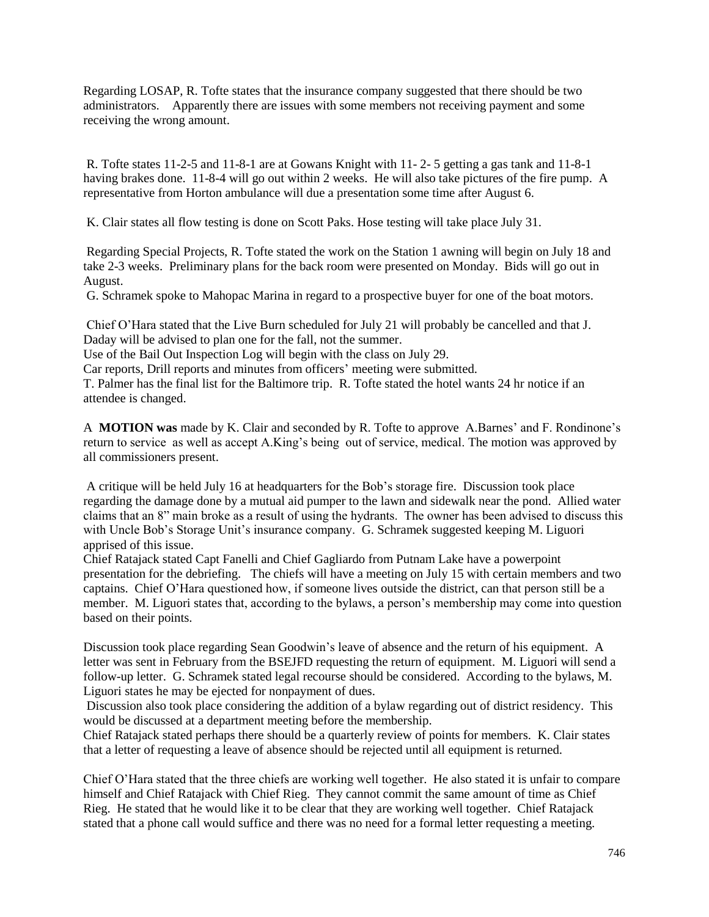Regarding LOSAP, R. Tofte states that the insurance company suggested that there should be two administrators. Apparently there are issues with some members not receiving payment and some receiving the wrong amount.

R. Tofte states 11-2-5 and 11-8-1 are at Gowans Knight with 11- 2- 5 getting a gas tank and 11-8-1 having brakes done. 11-8-4 will go out within 2 weeks. He will also take pictures of the fire pump. A representative from Horton ambulance will due a presentation some time after August 6.

K. Clair states all flow testing is done on Scott Paks. Hose testing will take place July 31.

Regarding Special Projects, R. Tofte stated the work on the Station 1 awning will begin on July 18 and take 2-3 weeks. Preliminary plans for the back room were presented on Monday. Bids will go out in August.

G. Schramek spoke to Mahopac Marina in regard to a prospective buyer for one of the boat motors.

Chief O'Hara stated that the Live Burn scheduled for July 21 will probably be cancelled and that J. Daday will be advised to plan one for the fall, not the summer.

Use of the Bail Out Inspection Log will begin with the class on July 29.

Car reports, Drill reports and minutes from officers' meeting were submitted.

T. Palmer has the final list for the Baltimore trip. R. Tofte stated the hotel wants 24 hr notice if an attendee is changed.

A **MOTION was** made by K. Clair and seconded by R. Tofte to approve A.Barnes' and F. Rondinone's return to service as well as accept A.King's being out of service, medical. The motion was approved by all commissioners present.

A critique will be held July 16 at headquarters for the Bob's storage fire. Discussion took place regarding the damage done by a mutual aid pumper to the lawn and sidewalk near the pond. Allied water claims that an 8" main broke as a result of using the hydrants. The owner has been advised to discuss this with Uncle Bob's Storage Unit's insurance company. G. Schramek suggested keeping M. Liguori apprised of this issue.

Chief Ratajack stated Capt Fanelli and Chief Gagliardo from Putnam Lake have a powerpoint presentation for the debriefing. The chiefs will have a meeting on July 15 with certain members and two captains. Chief O'Hara questioned how, if someone lives outside the district, can that person still be a member. M. Liguori states that, according to the bylaws, a person's membership may come into question based on their points.

Discussion took place regarding Sean Goodwin's leave of absence and the return of his equipment. A letter was sent in February from the BSEJFD requesting the return of equipment. M. Liguori will send a follow-up letter. G. Schramek stated legal recourse should be considered. According to the bylaws, M. Liguori states he may be ejected for nonpayment of dues.

Discussion also took place considering the addition of a bylaw regarding out of district residency. This would be discussed at a department meeting before the membership.

Chief Ratajack stated perhaps there should be a quarterly review of points for members. K. Clair states that a letter of requesting a leave of absence should be rejected until all equipment is returned.

Chief O'Hara stated that the three chiefs are working well together. He also stated it is unfair to compare himself and Chief Ratajack with Chief Rieg. They cannot commit the same amount of time as Chief Rieg. He stated that he would like it to be clear that they are working well together. Chief Ratajack stated that a phone call would suffice and there was no need for a formal letter requesting a meeting.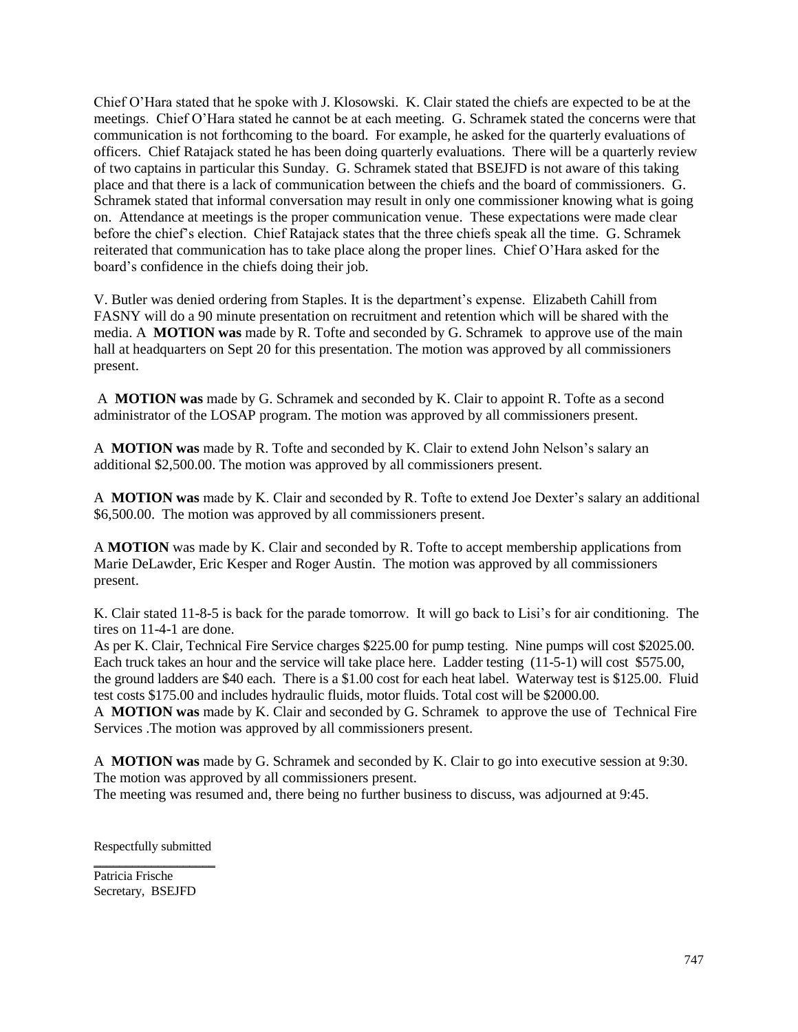Chief O'Hara stated that he spoke with J. Klosowski. K. Clair stated the chiefs are expected to be at the meetings. Chief O'Hara stated he cannot be at each meeting. G. Schramek stated the concerns were that communication is not forthcoming to the board. For example, he asked for the quarterly evaluations of officers. Chief Ratajack stated he has been doing quarterly evaluations. There will be a quarterly review of two captains in particular this Sunday. G. Schramek stated that BSEJFD is not aware of this taking place and that there is a lack of communication between the chiefs and the board of commissioners. G. Schramek stated that informal conversation may result in only one commissioner knowing what is going on. Attendance at meetings is the proper communication venue. These expectations were made clear before the chief's election. Chief Ratajack states that the three chiefs speak all the time. G. Schramek reiterated that communication has to take place along the proper lines. Chief O'Hara asked for the board's confidence in the chiefs doing their job.

V. Butler was denied ordering from Staples. It is the department's expense. Elizabeth Cahill from FASNY will do a 90 minute presentation on recruitment and retention which will be shared with the media. A **MOTION was** made by R. Tofte and seconded by G. Schramek to approve use of the main hall at headquarters on Sept 20 for this presentation. The motion was approved by all commissioners present.

A **MOTION was** made by G. Schramek and seconded by K. Clair to appoint R. Tofte as a second administrator of the LOSAP program. The motion was approved by all commissioners present.

A **MOTION was** made by R. Tofte and seconded by K. Clair to extend John Nelson's salary an additional $2,500.00. The motion was approved by all commissioners present.

A **MOTION was** made by K. Clair and seconded by R. Tofte to extend Joe Dexter's salary an additional $6,500.00. The motion was approved by all commissioners present.

A **MOTION** was made by K. Clair and seconded by R. Tofte to accept membership applications from Marie DeLawder, Eric Kesper and Roger Austin. The motion was approved by all commissioners present.

K. Clair stated 11-8-5 is back for the parade tomorrow. It will go back to Lisi's for air conditioning. The tires on 11-4-1 are done.
As per K. Clair, Technical Fire Service charges $225.00 for pump testing. Nine pumps will cost $2025.00. Each truck takes an hour and the service will take place here. Ladder testing (11-5-1) will cost $575.00, the ground ladders are $40 each. There is a $1.00 cost for each heat label. Waterway test is $125.00. Fluid test costs $175.00 and includes hydraulic fluids, motor fluids. Total cost will be $2000.00.
A **MOTION was** made by K. Clair and seconded by G. Schramek to approve the use of Technical Fire Services .The motion was approved by all commissioners present.

A **MOTION was** made by G. Schramek and seconded by K. Clair to go into executive session at 9:30. The motion was approved by all commissioners present.
The meeting was resumed and, there being no further business to discuss, was adjourned at 9:45.

Respectfully submitted

\_\_\_\_\_\_\_\_\_\_\_\_\_\_\_\_\_\_
Patricia Frische
Secretary, BSEJFD